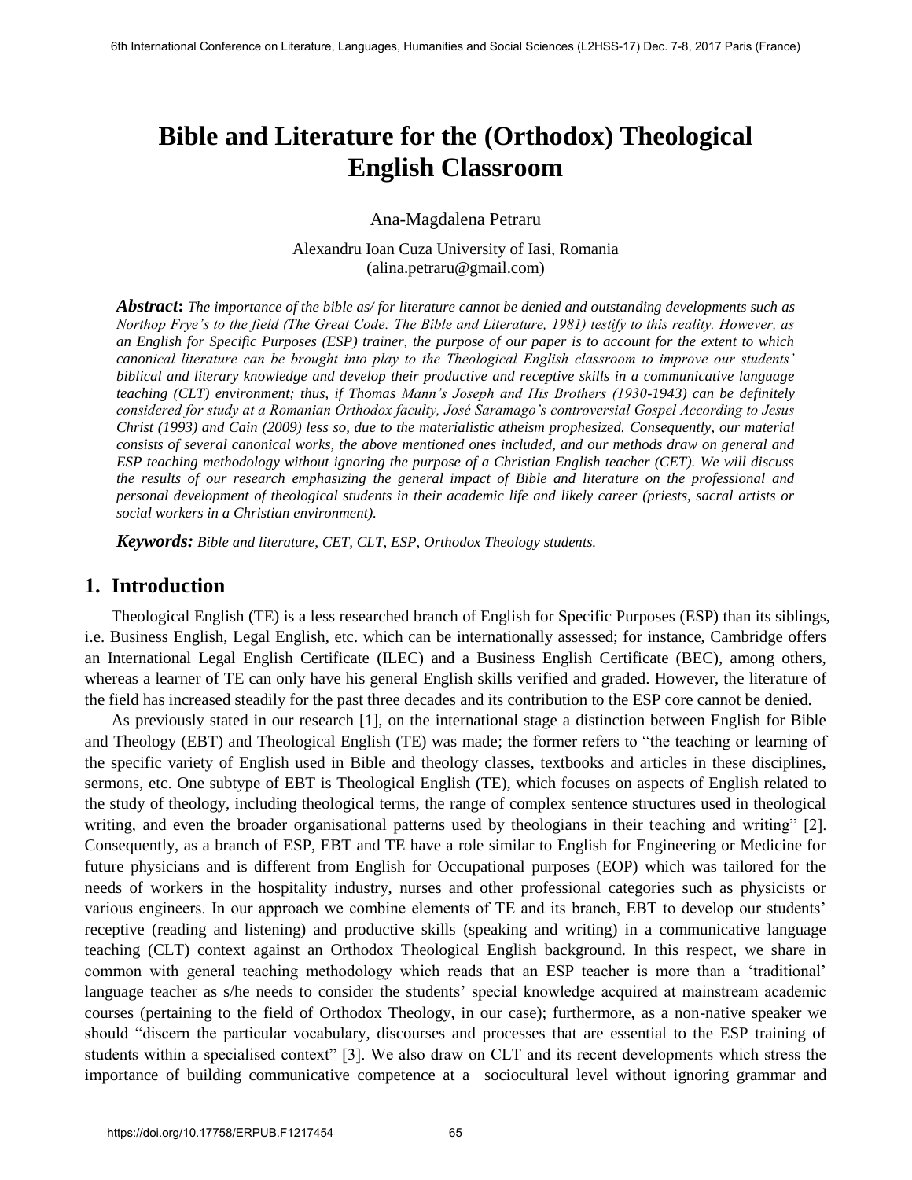# Bible and Literature for the (Orthodox) Theological English Classroom

Ana-Magdalena Petraru

Alexandru Ioan Cuza University of Iasi, Romania
(alina.petraru@gmail.com)

***Abstract*:** *The importance of the bible as/ for literature cannot be denied and outstanding developments such as Northop Frye's to the field (The Great Code: The Bible and Literature, 1981) testify to this reality. However, as an English for Specific Purposes (ESP) trainer, the purpose of our paper is to account for the extent to which canonical literature can be brought into play to the Theological English classroom to improve our students' biblical and literary knowledge and develop their productive and receptive skills in a communicative language teaching (CLT) environment; thus, if Thomas Mann's Joseph and His Brothers (1930-1943) can be definitely considered for study at a Romanian Orthodox faculty, José Saramago's controversial Gospel According to Jesus Christ (1993) and Cain (2009) less so, due to the materialistic atheism prophesized. Consequently, our material consists of several canonical works, the above mentioned ones included, and our methods draw on general and ESP teaching methodology without ignoring the purpose of a Christian English teacher (CET). We will discuss the results of our research emphasizing the general impact of Bible and literature on the professional and personal development of theological students in their academic life and likely career (priests, sacral artists or social workers in a Christian environment).*

***Keywords:*** *Bible and literature, CET, CLT, ESP, Orthodox Theology students.*

## 1. Introduction

Theological English (TE) is a less researched branch of English for Specific Purposes (ESP) than its siblings, i.e. Business English, Legal English, etc. which can be internationally assessed; for instance, Cambridge offers an International Legal English Certificate (ILEC) and a Business English Certificate (BEC), among others, whereas a learner of TE can only have his general English skills verified and graded. However, the literature of the field has increased steadily for the past three decades and its contribution to the ESP core cannot be denied.

As previously stated in our research [1], on the international stage a distinction between English for Bible and Theology (EBT) and Theological English (TE) was made; the former refers to "the teaching or learning of the specific variety of English used in Bible and theology classes, textbooks and articles in these disciplines, sermons, etc. One subtype of EBT is Theological English (TE), which focuses on aspects of English related to the study of theology, including theological terms, the range of complex sentence structures used in theological writing, and even the broader organisational patterns used by theologians in their teaching and writing" [2]. Consequently, as a branch of ESP, EBT and TE have a role similar to English for Engineering or Medicine for future physicians and is different from English for Occupational purposes (EOP) which was tailored for the needs of workers in the hospitality industry, nurses and other professional categories such as physicists or various engineers. In our approach we combine elements of TE and its branch, EBT to develop our students' receptive (reading and listening) and productive skills (speaking and writing) in a communicative language teaching (CLT) context against an Orthodox Theological English background. In this respect, we share in common with general teaching methodology which reads that an ESP teacher is more than a 'traditional' language teacher as s/he needs to consider the students' special knowledge acquired at mainstream academic courses (pertaining to the field of Orthodox Theology, in our case); furthermore, as a non-native speaker we should "discern the particular vocabulary, discourses and processes that are essential to the ESP training of students within a specialised context" [3]. We also draw on CLT and its recent developments which stress the importance of building communicative competence at a sociocultural level without ignoring grammar and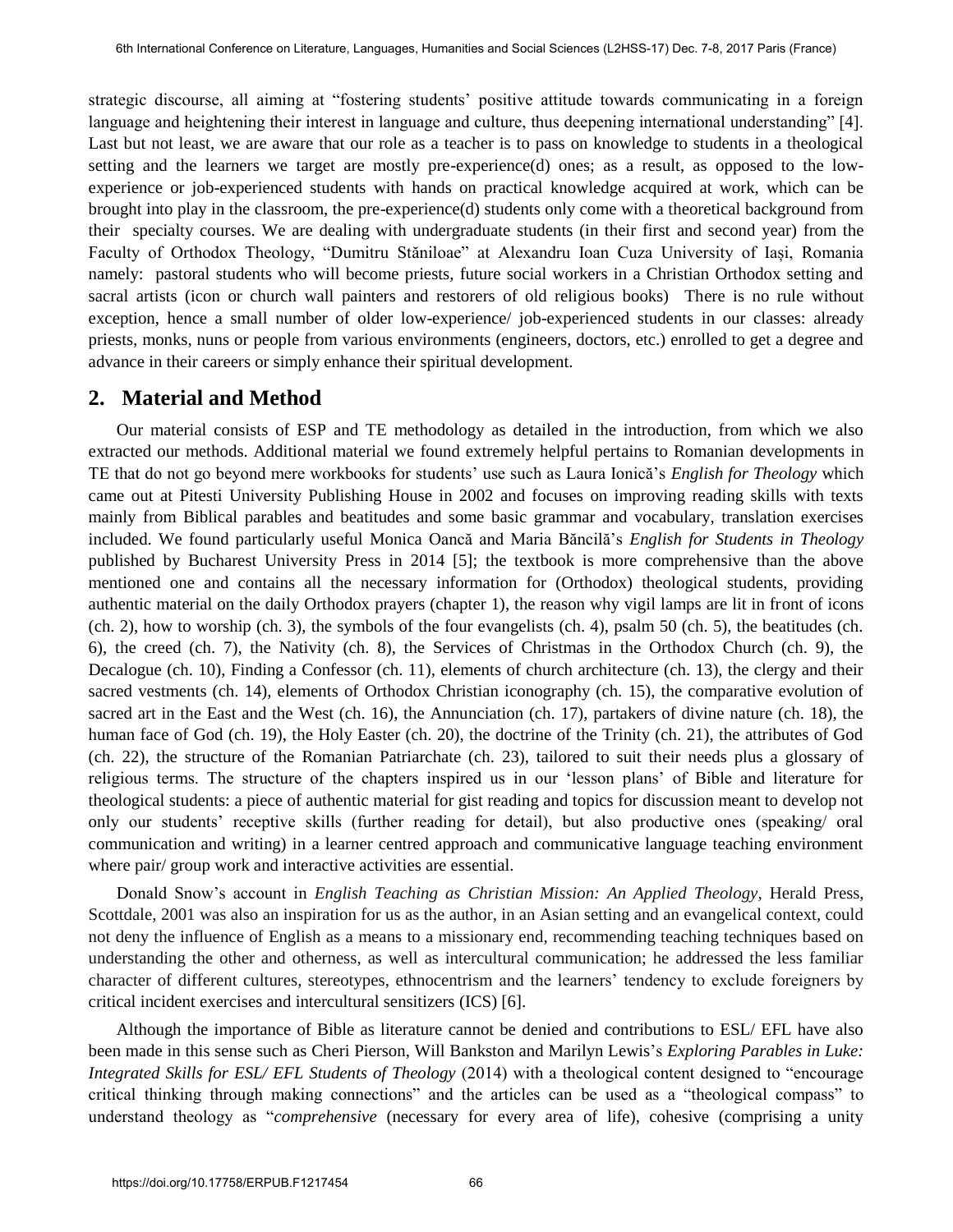strategic discourse, all aiming at "fostering students' positive attitude towards communicating in a foreign language and heightening their interest in language and culture, thus deepening international understanding" [4]. Last but not least, we are aware that our role as a teacher is to pass on knowledge to students in a theological setting and the learners we target are mostly pre-experience(d) ones; as a result, as opposed to the low-experience or job-experienced students with hands on practical knowledge acquired at work, which can be brought into play in the classroom, the pre-experience(d) students only come with a theoretical background from their specialty courses. We are dealing with undergraduate students (in their first and second year) from the Faculty of Orthodox Theology, "Dumitru Stăniloae" at Alexandru Ioan Cuza University of Iași, Romania namely: pastoral students who will become priests, future social workers in a Christian Orthodox setting and sacral artists (icon or church wall painters and restorers of old religious books) There is no rule without exception, hence a small number of older low-experience/ job-experienced students in our classes: already priests, monks, nuns or people from various environments (engineers, doctors, etc.) enrolled to get a degree and advance in their careers or simply enhance their spiritual development.

## 2. Material and Method

Our material consists of ESP and TE methodology as detailed in the introduction, from which we also extracted our methods. Additional material we found extremely helpful pertains to Romanian developments in TE that do not go beyond mere workbooks for students' use such as Laura Ionică's *English for Theology* which came out at Pitesti University Publishing House in 2002 and focuses on improving reading skills with texts mainly from Biblical parables and beatitudes and some basic grammar and vocabulary, translation exercises included. We found particularly useful Monica Oancă and Maria Băncilă's *English for Students in Theology* published by Bucharest University Press in 2014 [5]; the textbook is more comprehensive than the above mentioned one and contains all the necessary information for (Orthodox) theological students, providing authentic material on the daily Orthodox prayers (chapter 1), the reason why vigil lamps are lit in front of icons (ch. 2), how to worship (ch. 3), the symbols of the four evangelists (ch. 4), psalm 50 (ch. 5), the beatitudes (ch. 6), the creed (ch. 7), the Nativity (ch. 8), the Services of Christmas in the Orthodox Church (ch. 9), the Decalogue (ch. 10), Finding a Confessor (ch. 11), elements of church architecture (ch. 13), the clergy and their sacred vestments (ch. 14), elements of Orthodox Christian iconography (ch. 15), the comparative evolution of sacred art in the East and the West (ch. 16), the Annunciation (ch. 17), partakers of divine nature (ch. 18), the human face of God (ch. 19), the Holy Easter (ch. 20), the doctrine of the Trinity (ch. 21), the attributes of God (ch. 22), the structure of the Romanian Patriarchate (ch. 23), tailored to suit their needs plus a glossary of religious terms. The structure of the chapters inspired us in our 'lesson plans' of Bible and literature for theological students: a piece of authentic material for gist reading and topics for discussion meant to develop not only our students' receptive skills (further reading for detail), but also productive ones (speaking/ oral communication and writing) in a learner centred approach and communicative language teaching environment where pair/ group work and interactive activities are essential.

Donald Snow's account in *English Teaching as Christian Mission: An Applied Theology*, Herald Press, Scottdale, 2001 was also an inspiration for us as the author, in an Asian setting and an evangelical context, could not deny the influence of English as a means to a missionary end, recommending teaching techniques based on understanding the other and otherness, as well as intercultural communication; he addressed the less familiar character of different cultures, stereotypes, ethnocentrism and the learners' tendency to exclude foreigners by critical incident exercises and intercultural sensitizers (ICS) [6].

Although the importance of Bible as literature cannot be denied and contributions to ESL/ EFL have also been made in this sense such as Cheri Pierson, Will Bankston and Marilyn Lewis's *Exploring Parables in Luke: Integrated Skills for ESL/ EFL Students of Theology* (2014) with a theological content designed to "encourage critical thinking through making connections" and the articles can be used as a "theological compass" to understand theology as "*comprehensive* (necessary for every area of life), cohesive (comprising a unity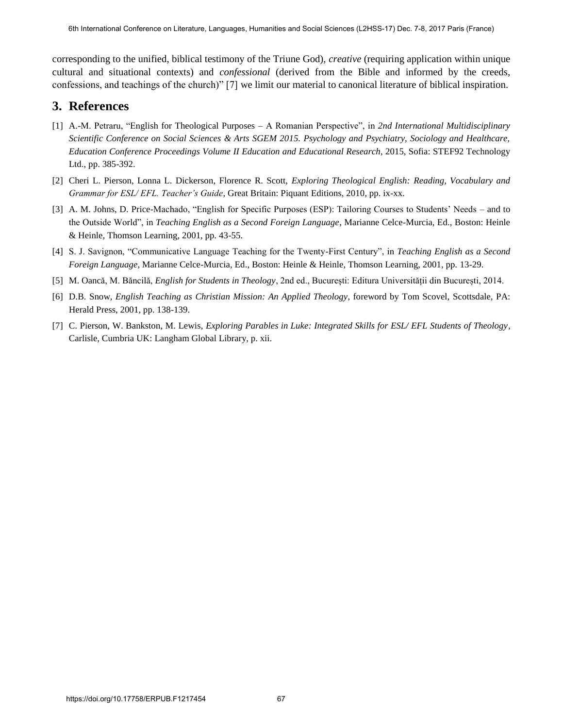corresponding to the unified, biblical testimony of the Triune God), *creative* (requiring application within unique cultural and situational contexts) and *confessional* (derived from the Bible and informed by the creeds, confessions, and teachings of the church)" [7] we limit our material to canonical literature of biblical inspiration.

## 3. References

[1] A.-M. Petraru, "English for Theological Purposes – A Romanian Perspective", in *2nd International Multidisciplinary Scientific Conference on Social Sciences & Arts SGEM 2015. Psychology and Psychiatry, Sociology and Healthcare, Education Conference Proceedings Volume II Education and Educational Research*, 2015, Sofia: STEF92 Technology Ltd., pp. 385-392.

[2] Cheri L. Pierson, Lonna L. Dickerson, Florence R. Scott, *Exploring Theological English: Reading, Vocabulary and Grammar for ESL/ EFL. Teacher's Guide*, Great Britain: Piquant Editions, 2010, pp. ix-xx.

[3] A. M. Johns, D. Price-Machado, "English for Specific Purposes (ESP): Tailoring Courses to Students' Needs – and to the Outside World", in *Teaching English as a Second Foreign Language*, Marianne Celce-Murcia, Ed., Boston: Heinle & Heinle, Thomson Learning, 2001, pp. 43-55.

[4] S. J. Savignon, "Communicative Language Teaching for the Twenty-First Century", in *Teaching English as a Second Foreign Language*, Marianne Celce-Murcia, Ed., Boston: Heinle & Heinle, Thomson Learning, 2001, pp. 13-29.

[5] M. Oancă, M. Băncilă, *English for Students in Theology*, 2nd ed., București: Editura Universității din București, 2014.

[6] D.B. Snow, *English Teaching as Christian Mission: An Applied Theology*, foreword by Tom Scovel, Scottsdale, PA: Herald Press, 2001, pp. 138-139.

[7] C. Pierson, W. Bankston, M. Lewis, *Exploring Parables in Luke: Integrated Skills for ESL/ EFL Students of Theology*, Carlisle, Cumbria UK: Langham Global Library, p. xii.